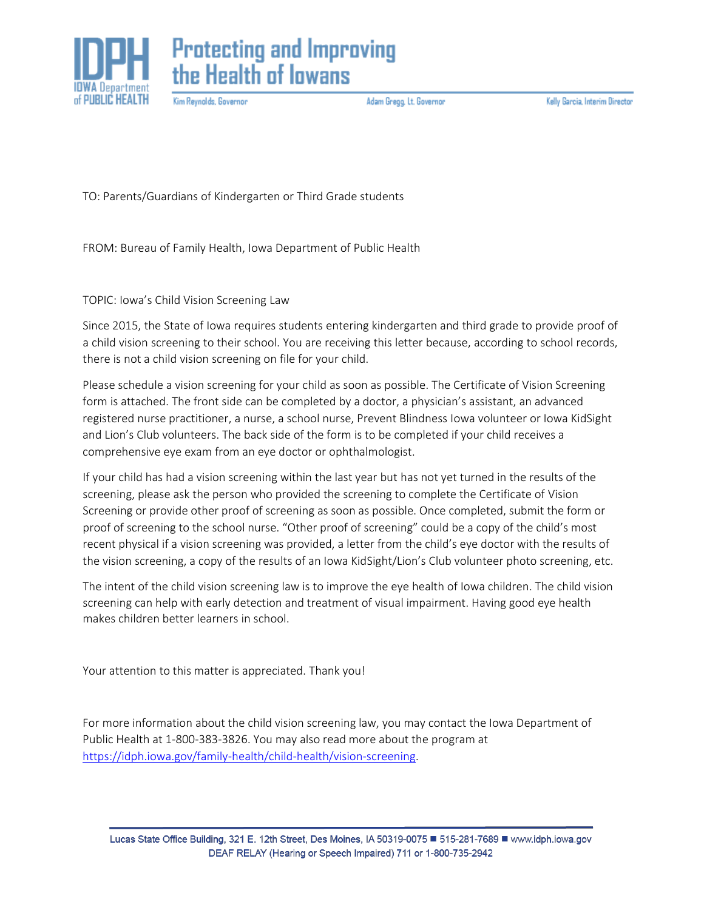**IDPH** IOWA Department of PUBLIC HEALTH

**Protecting and Improving the Health of Iowans**

Kim Reynolds, Governor | Adam Gregg, Lt. Governor | Kelly Garcia, Interim Director

TO: Parents/Guardians of Kindergarten or Third Grade students

FROM: Bureau of Family Health, Iowa Department of Public Health

TOPIC: Iowa's Child Vision Screening Law

Since 2015, the State of Iowa requires students entering kindergarten and third grade to provide proof of a child vision screening to their school. You are receiving this letter because, according to school records, there is not a child vision screening on file for your child.

Please schedule a vision screening for your child as soon as possible. The Certificate of Vision Screening form is attached. The front side can be completed by a doctor, a physician's assistant, an advanced registered nurse practitioner, a nurse, a school nurse, Prevent Blindness Iowa volunteer or Iowa KidSight and Lion's Club volunteers. The back side of the form is to be completed if your child receives a comprehensive eye exam from an eye doctor or ophthalmologist.

If your child has had a vision screening within the last year but has not yet turned in the results of the screening, please ask the person who provided the screening to complete the Certificate of Vision Screening or provide other proof of screening as soon as possible. Once completed, submit the form or proof of screening to the school nurse. "Other proof of screening" could be a copy of the child's most recent physical if a vision screening was provided, a letter from the child's eye doctor with the results of the vision screening, a copy of the results of an Iowa KidSight/Lion's Club volunteer photo screening, etc.

The intent of the child vision screening law is to improve the eye health of Iowa children. The child vision screening can help with early detection and treatment of visual impairment. Having good eye health makes children better learners in school.

Your attention to this matter is appreciated. Thank you!

For more information about the child vision screening law, you may contact the Iowa Department of Public Health at 1-800-383-3826. You may also read more about the program at [https://idph.iowa.gov/family-health/child-health/vision-screening](https://idph.iowa.gov/family-health/child-health/vision-screening).

Lucas State Office Building, 321 E. 12th Street, Des Moines, IA 50319-0075 ■ 515-281-7689 ■ www.idph.iowa.gov
DEAF RELAY (Hearing or Speech Impaired) 711 or 1-800-735-2942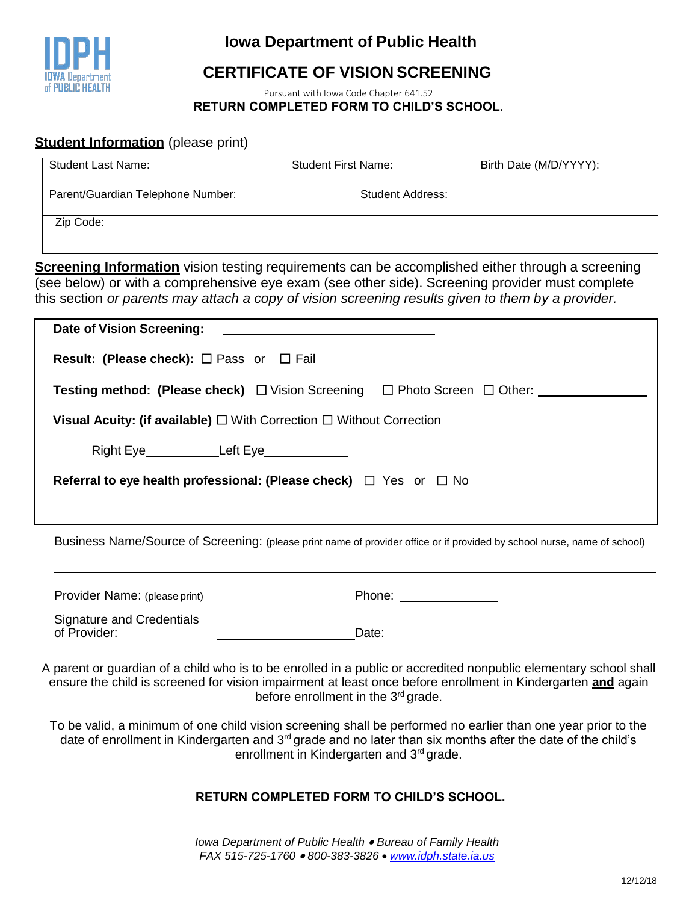# Iowa Department of Public Health

## CERTIFICATE OF VISION SCREENING

Pursuant with Iowa Code Chapter 641.52

**RETURN COMPLETED FORM TO CHILD'S SCHOOL.**

**Student Information** (please print)

| Student Last Name: | Student First Name: | Birth Date (M/D/YYYY): |
|---|---|---|
| Parent/Guardian Telephone Number: | Student Address: | |
| Zip Code: | | |

**Screening Information** vision testing requirements can be accomplished either through a screening (see below) or with a comprehensive eye exam (see other side). Screening provider must complete this section *or parents may attach a copy of vision screening results given to them by a provider.*

**Date of Vision Screening:** ______________________________

**Result: (Please check):** ☐ Pass or ☐ Fail

**Testing method: (Please check)** ☐ Vision Screening ☐ Photo Screen ☐ Other: ______________

**Visual Acuity: (if available)** ☐ With Correction ☐ Without Correction

Right Eye__________ Left Eye___________

**Referral to eye health professional: (Please check)** ☐ Yes or ☐ No

Business Name/Source of Screening: (please print name of provider office or if provided by school nurse, name of school)

______________________________________________________________

Provider Name: (please print) ____________________ Phone: ______________

Signature and Credentials of Provider: ____________________ Date: __________

A parent or guardian of a child who is to be enrolled in a public or accredited nonpublic elementary school shall ensure the child is screened for vision impairment at least once before enrollment in Kindergarten **and** again before enrollment in the 3rd grade.

To be valid, a minimum of one child vision screening shall be performed no earlier than one year prior to the date of enrollment in Kindergarten and 3rd grade and no later than six months after the date of the child's enrollment in Kindergarten and 3rd grade.

**RETURN COMPLETED FORM TO CHILD'S SCHOOL.**

*Iowa Department of Public Health • Bureau of Family Health*
*FAX 515-725-1760 • 800-383-3826 • www.idph.state.ia.us*

12/12/18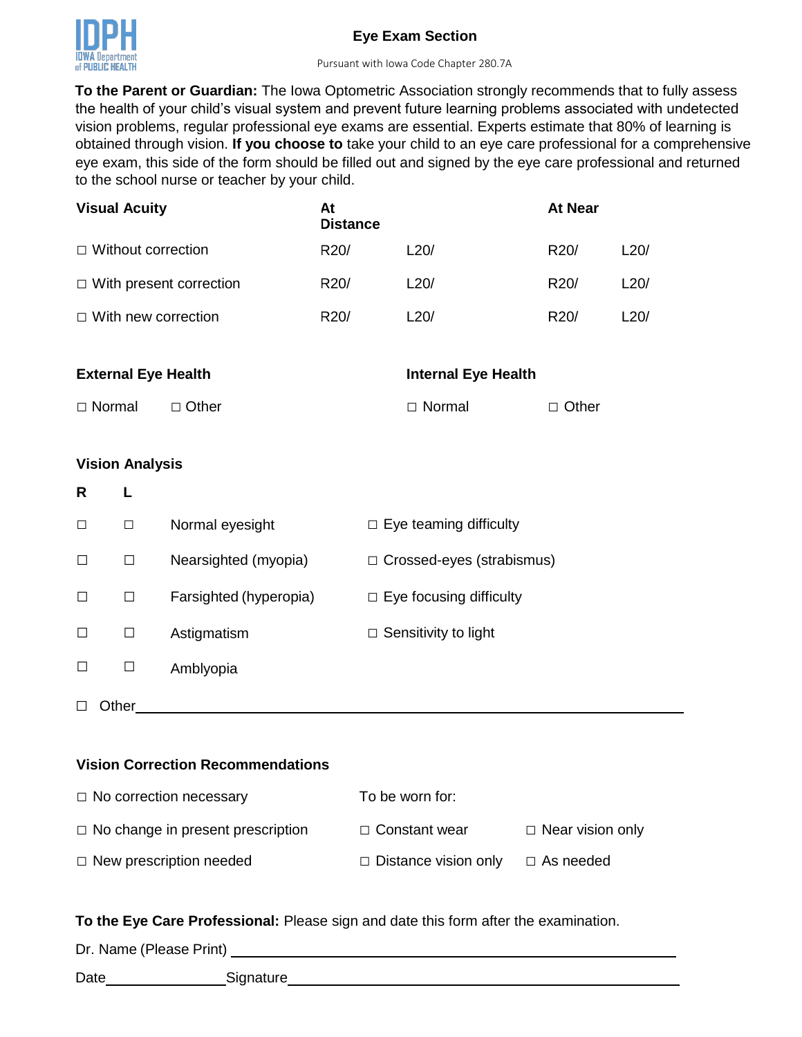IDPH IOWA Department of PUBLIC HEALTH

# Eye Exam Section

Pursuant with Iowa Code Chapter 280.7A

**To the Parent or Guardian:** The Iowa Optometric Association strongly recommends that to fully assess the health of your child's visual system and prevent future learning problems associated with undetected vision problems, regular professional eye exams are essential. Experts estimate that 80% of learning is obtained through vision. **If you choose to** take your child to an eye care professional for a comprehensive eye exam, this side of the form should be filled out and signed by the eye care professional and returned to the school nurse or teacher by your child.

| **Visual Acuity** | **At Distance** | | **At Near** | |
|---|---|---|---|---|
| ☐ Without correction | R20/ | L20/ | R20/ | L20/ |
| ☐ With present correction | R20/ | L20/ | R20/ | L20/ |
| ☐ With new correction | R20/ | L20/ | R20/ | L20/ |

**External Eye Health**

☐ Normal ☐ Other

**Internal Eye Health**

☐ Normal ☐ Other

**Vision Analysis**

| R | L | | |
|---|---|---|---|
| ☐ | ☐ | Normal eyesight | ☐ Eye teaming difficulty |
| ☐ | ☐ | Nearsighted (myopia) | ☐ Crossed-eyes (strabismus) |
| ☐ | ☐ | Farsighted (hyperopia) | ☐ Eye focusing difficulty |
| ☐ | ☐ | Astigmatism | ☐ Sensitivity to light |
| ☐ | ☐ | Amblyopia | |

☐ Other\_\_\_\_\_\_\_\_\_\_\_\_\_\_\_\_\_\_\_\_\_\_\_\_\_\_\_\_\_\_\_\_\_\_\_\_\_\_\_\_\_\_\_\_\_\_\_\_

**Vision Correction Recommendations**

| | To be worn for: | |
|---|---|---|
| ☐ No correction necessary | | |
| ☐ No change in present prescription | ☐ Constant wear | ☐ Near vision only |
| ☐ New prescription needed | ☐ Distance vision only | ☐ As needed |

**To the Eye Care Professional:** Please sign and date this form after the examination.

Dr. Name (Please Print) \_\_\_\_\_\_\_\_\_\_\_\_\_\_\_\_\_\_\_\_\_\_\_\_\_\_\_\_\_\_\_\_\_\_\_\_\_\_\_\_

Date\_\_\_\_\_\_\_\_\_\_\_\_\_\_\_\_Signature\_\_\_\_\_\_\_\_\_\_\_\_\_\_\_\_\_\_\_\_\_\_\_\_\_\_\_\_\_\_\_\_\_\_\_\_\_\_\_\_